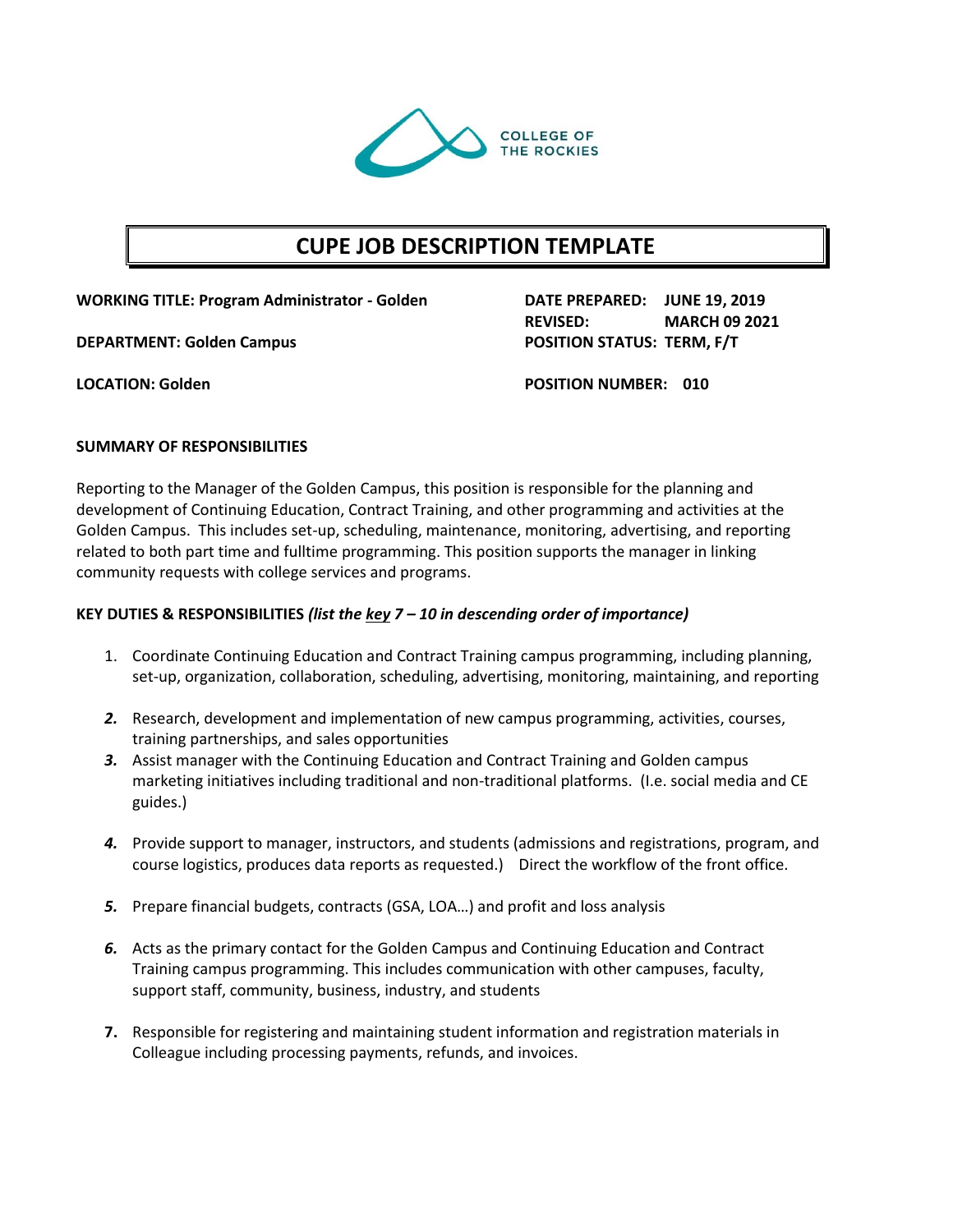COLLEGE OF THE ROCKIES

# CUPE JOB DESCRIPTION TEMPLATE

**WORKING TITLE: Program Administrator - Golden**

**DEPARTMENT: Golden Campus**

**LOCATION: Golden**

**DATE PREPARED: JUNE 19, 2019**
**REVISED: MARCH 09 2021**
**POSITION STATUS: TERM, F/T**

**POSITION NUMBER: 010**

**SUMMARY OF RESPONSIBILITIES**

Reporting to the Manager of the Golden Campus, this position is responsible for the planning and development of Continuing Education, Contract Training, and other programming and activities at the Golden Campus. This includes set-up, scheduling, maintenance, monitoring, advertising, and reporting related to both part time and fulltime programming. This position supports the manager in linking community requests with college services and programs.

**KEY DUTIES & RESPONSIBILITIES** ***(list the <u>key</u> 7 – 10 in descending order of importance)***

1. Coordinate Continuing Education and Contract Training campus programming, including planning, set-up, organization, collaboration, scheduling, advertising, monitoring, maintaining, and reporting
2. Research, development and implementation of new campus programming, activities, courses, training partnerships, and sales opportunities
3. Assist manager with the Continuing Education and Contract Training and Golden campus marketing initiatives including traditional and non-traditional platforms. (I.e. social media and CE guides.)
4. Provide support to manager, instructors, and students (admissions and registrations, program, and course logistics, produces data reports as requested.) Direct the workflow of the front office.
5. Prepare financial budgets, contracts (GSA, LOA…) and profit and loss analysis
6. Acts as the primary contact for the Golden Campus and Continuing Education and Contract Training campus programming. This includes communication with other campuses, faculty, support staff, community, business, industry, and students
7. Responsible for registering and maintaining student information and registration materials in Colleague including processing payments, refunds, and invoices.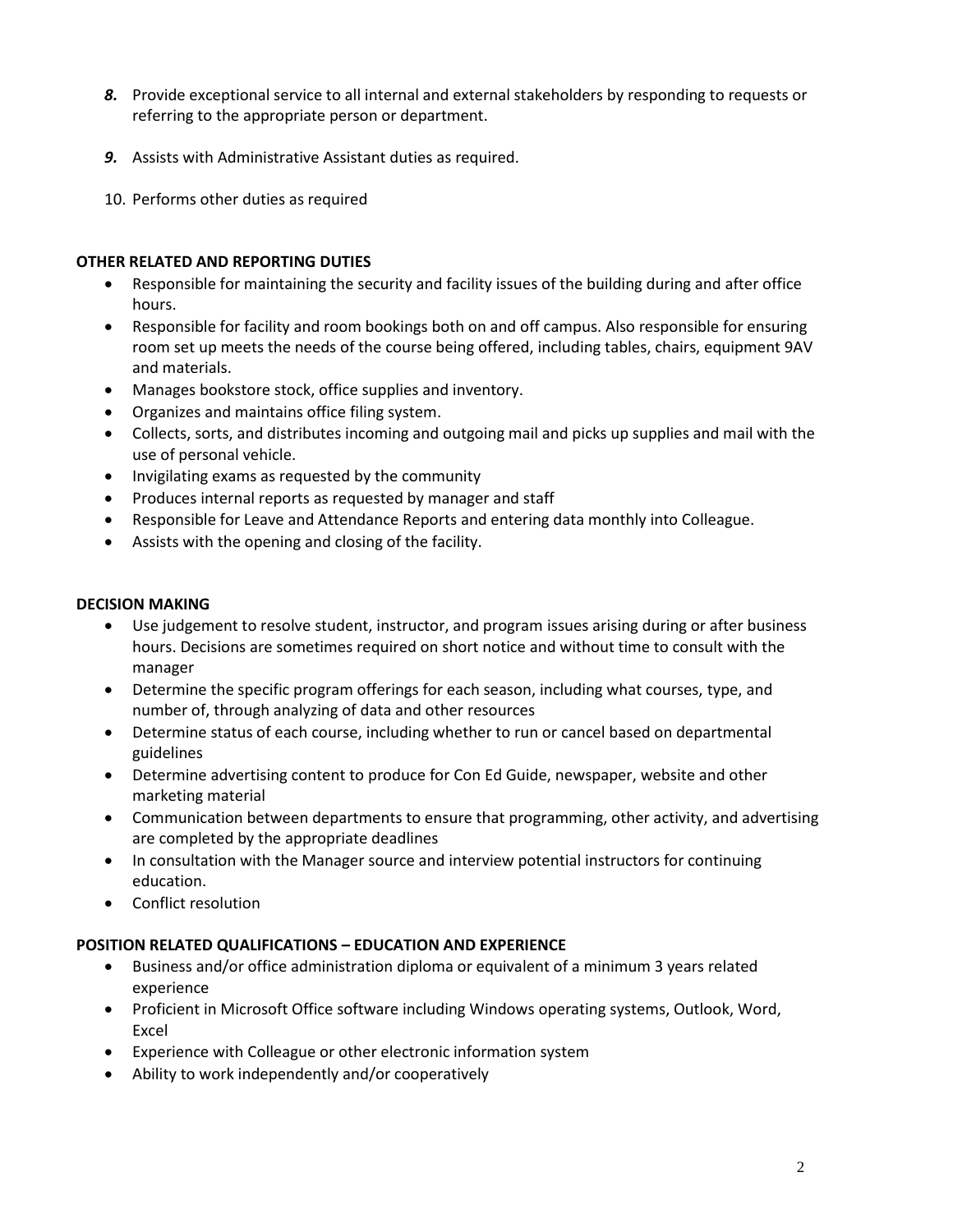8. Provide exceptional service to all internal and external stakeholders by responding to requests or referring to the appropriate person or department.

9. Assists with Administrative Assistant duties as required.

10. Performs other duties as required

**OTHER RELATED AND REPORTING DUTIES**

- Responsible for maintaining the security and facility issues of the building during and after office hours.
- Responsible for facility and room bookings both on and off campus. Also responsible for ensuring room set up meets the needs of the course being offered, including tables, chairs, equipment 9AV and materials.
- Manages bookstore stock, office supplies and inventory.
- Organizes and maintains office filing system.
- Collects, sorts, and distributes incoming and outgoing mail and picks up supplies and mail with the use of personal vehicle.
- Invigilating exams as requested by the community
- Produces internal reports as requested by manager and staff
- Responsible for Leave and Attendance Reports and entering data monthly into Colleague.
- Assists with the opening and closing of the facility.

**DECISION MAKING**

- Use judgement to resolve student, instructor, and program issues arising during or after business hours. Decisions are sometimes required on short notice and without time to consult with the manager
- Determine the specific program offerings for each season, including what courses, type, and number of, through analyzing of data and other resources
- Determine status of each course, including whether to run or cancel based on departmental guidelines
- Determine advertising content to produce for Con Ed Guide, newspaper, website and other marketing material
- Communication between departments to ensure that programming, other activity, and advertising are completed by the appropriate deadlines
- In consultation with the Manager source and interview potential instructors for continuing education.
- Conflict resolution

**POSITION RELATED QUALIFICATIONS – EDUCATION AND EXPERIENCE**

- Business and/or office administration diploma or equivalent of a minimum 3 years related experience
- Proficient in Microsoft Office software including Windows operating systems, Outlook, Word, Excel
- Experience with Colleague or other electronic information system
- Ability to work independently and/or cooperatively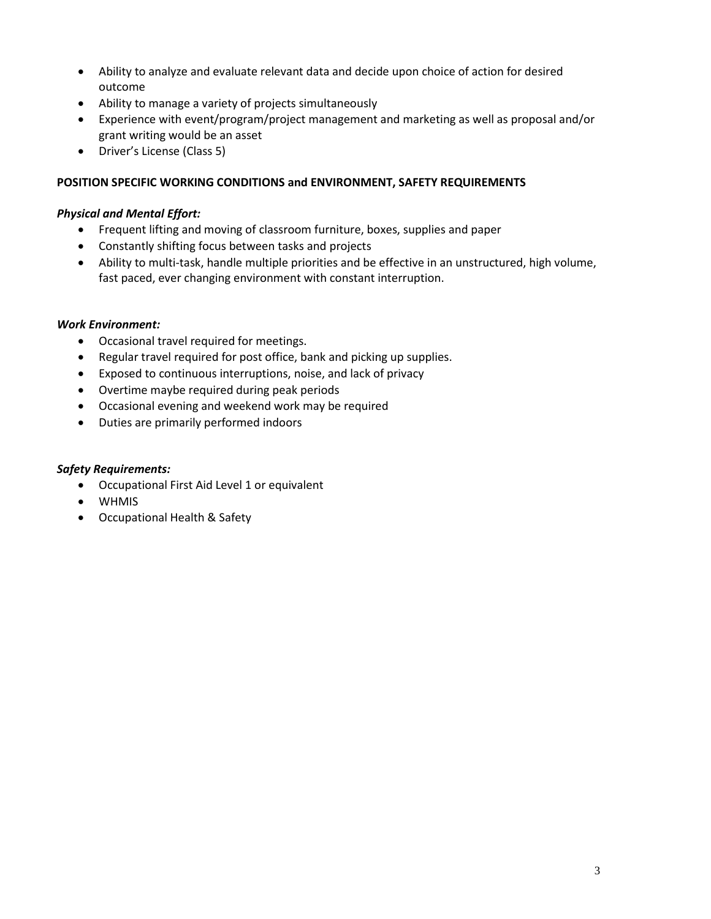- Ability to analyze and evaluate relevant data and decide upon choice of action for desired outcome
- Ability to manage a variety of projects simultaneously
- Experience with event/program/project management and marketing as well as proposal and/or grant writing would be an asset
- Driver's License (Class 5)

**POSITION SPECIFIC WORKING CONDITIONS and ENVIRONMENT, SAFETY REQUIREMENTS**

***Physical and Mental Effort:***

- Frequent lifting and moving of classroom furniture, boxes, supplies and paper
- Constantly shifting focus between tasks and projects
- Ability to multi-task, handle multiple priorities and be effective in an unstructured, high volume, fast paced, ever changing environment with constant interruption.

***Work Environment:***

- Occasional travel required for meetings.
- Regular travel required for post office, bank and picking up supplies.
- Exposed to continuous interruptions, noise, and lack of privacy
- Overtime maybe required during peak periods
- Occasional evening and weekend work may be required
- Duties are primarily performed indoors

***Safety Requirements:***

- Occupational First Aid Level 1 or equivalent
- WHMIS
- Occupational Health & Safety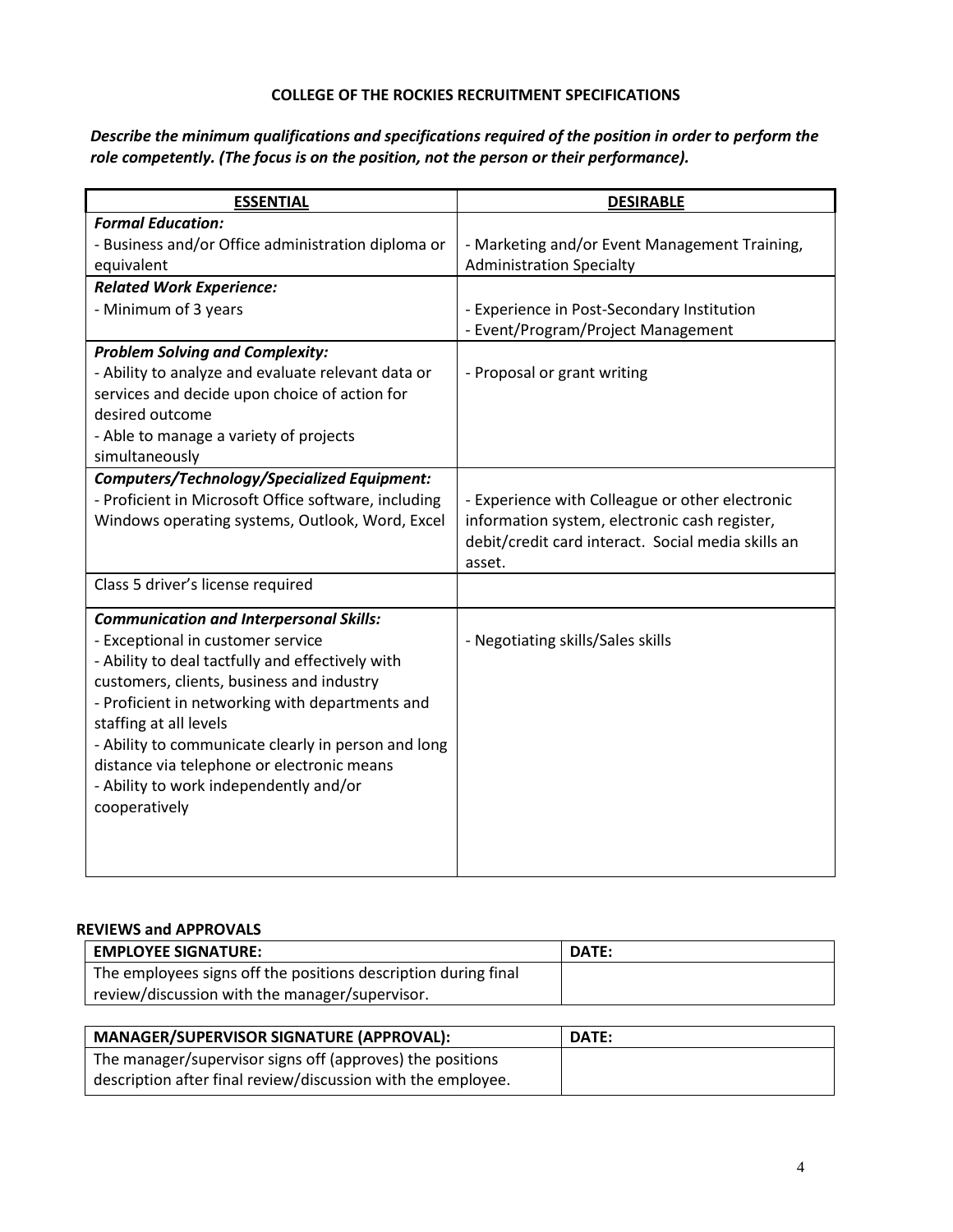**COLLEGE OF THE ROCKIES RECRUITMENT SPECIFICATIONS**

***Describe the minimum qualifications and specifications required of the position in order to perform the role competently. (The focus is on the position, not the person or their performance).***

| ESSENTIAL | DESIRABLE |
|---|---|
| ***Formal Education:***<br>- Business and/or Office administration diploma or equivalent | - Marketing and/or Event Management Training, Administration Specialty |
| ***Related Work Experience:***<br>- Minimum of 3 years | - Experience in Post-Secondary Institution<br>- Event/Program/Project Management |
| ***Problem Solving and Complexity:***<br>- Ability to analyze and evaluate relevant data or services and decide upon choice of action for desired outcome<br>- Able to manage a variety of projects simultaneously | - Proposal or grant writing |
| ***Computers/Technology/Specialized Equipment:***<br>- Proficient in Microsoft Office software, including Windows operating systems, Outlook, Word, Excel | - Experience with Colleague or other electronic information system, electronic cash register, debit/credit card interact. Social media skills an asset. |
| Class 5 driver's license required | |
| ***Communication and Interpersonal Skills:***<br>- Exceptional in customer service<br>- Ability to deal tactfully and effectively with customers, clients, business and industry<br>- Proficient in networking with departments and staffing at all levels<br>- Ability to communicate clearly in person and long distance via telephone or electronic means<br>- Ability to work independently and/or cooperatively | - Negotiating skills/Sales skills |

**REVIEWS and APPROVALS**

| EMPLOYEE SIGNATURE: | DATE: |
|---|---|
| The employees signs off the positions description during final review/discussion with the manager/supervisor. | |

| MANAGER/SUPERVISOR SIGNATURE (APPROVAL): | DATE: |
|---|---|
| The manager/supervisor signs off (approves) the positions description after final review/discussion with the employee. | |